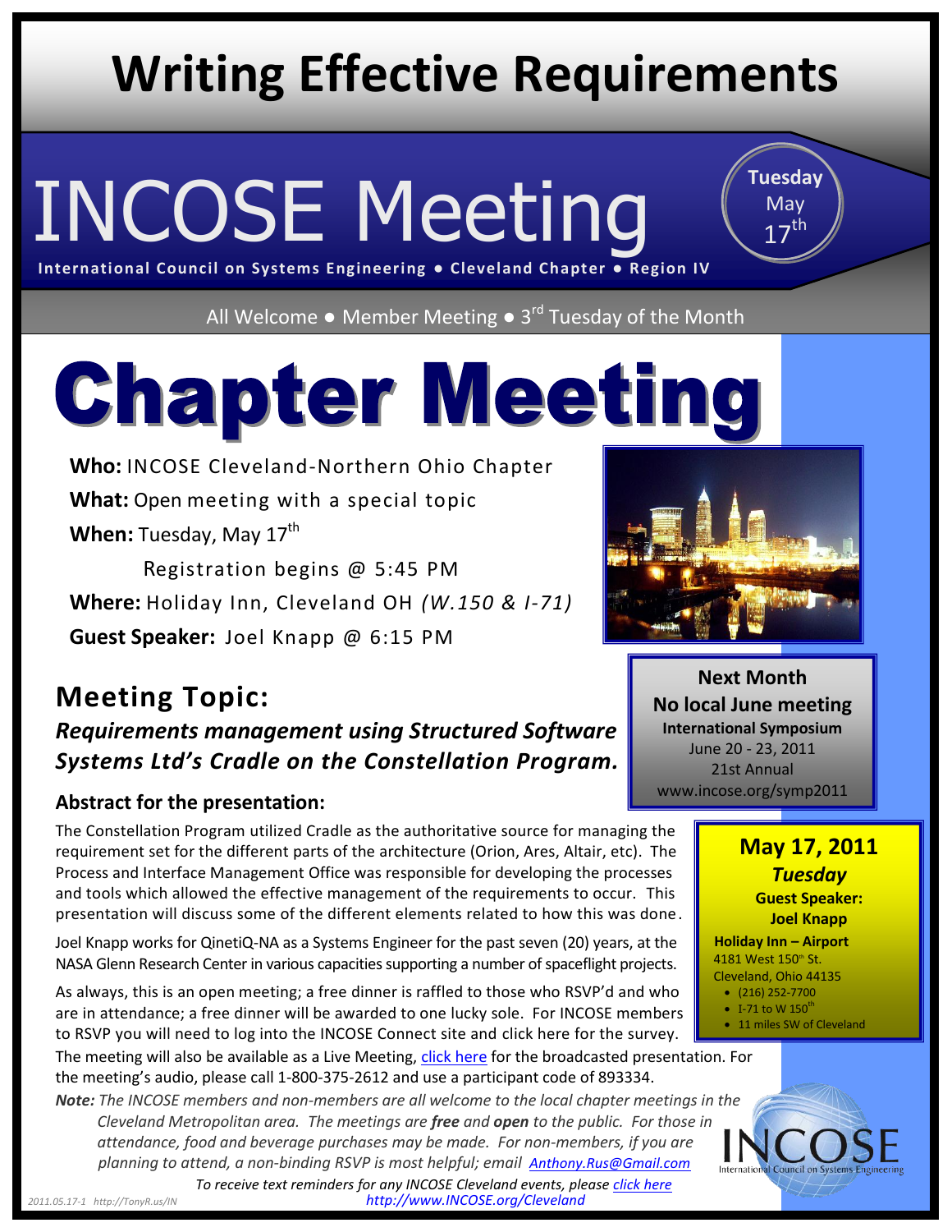# Writing Effective Requirements

# INCOSE Meeting

**Tuesday** May 17th

**International Council on Systems Engineering ● Cleveland Chapter ● Region IV**

All Welcome ● Member Meeting ● 3rd Tuesday of the Month

# Chapter Meeting

**Who:** INCOSE Cleveland-Northern Ohio Chapter

**What:** Open meeting with a special topic

**When:** Tuesday, May 17th

Registration begins @ 5:45 PM

**Where:** Holiday Inn, Cleveland OH *(W.150 & I-71)*

**Guest Speaker:** Joel Knapp @ 6:15 PM

## Meeting Topic:

***Requirements management using Structured Software Systems Ltd's Cradle on the Constellation Program.***

### Abstract for the presentation:

The Constellation Program utilized Cradle as the authoritative source for managing the requirement set for the different parts of the architecture (Orion, Ares, Altair, etc). The Process and Interface Management Office was responsible for developing the processes and tools which allowed the effective management of the requirements to occur. This presentation will discuss some of the different elements related to how this was done.

Joel Knapp works for QinetiQ-NA as a Systems Engineer for the past seven (20) years, at the NASA Glenn Research Center in various capacities supporting a number of spaceflight projects.

As always, this is an open meeting; a free dinner is raffled to those who RSVP'd and who are in attendance; a free dinner will be awarded to one lucky sole. For INCOSE members to RSVP you will need to log into the INCOSE Connect site and click here for the survey.

The meeting will also be available as a Live Meeting, click here for the broadcasted presentation. For the meeting's audio, please call 1-800-375-2612 and use a participant code of 893334.

***Note:*** *The INCOSE members and non-members are all welcome to the local chapter meetings in the Cleveland Metropolitan area. The meetings are **free** and **open** to the public. For those in attendance, food and beverage purchases may be made. For non-members, if you are planning to attend, a non-binding RSVP is most helpful; email Anthony.Rus@Gmail.com*

*To receive text reminders for any INCOSE Cleveland events, please click here*

*http://www.INCOSE.org/Cleveland*

**Next Month**

**No local June meeting**

**International Symposium**

June 20 - 23, 2011

21st Annual

www.incose.org/symp2011

**May 17, 2011**

***Tuesday***

**Guest Speaker:**

**Joel Knapp**

**Holiday Inn – Airport**

4181 West 150th St.

Cleveland, Ohio 44135

- (216) 252-7700
- I-71 to W 150th
- 11 miles SW of Cleveland

INCOSE International Council on Systems Engineering

*2011.05.17-1 http://TonyR.us/IN*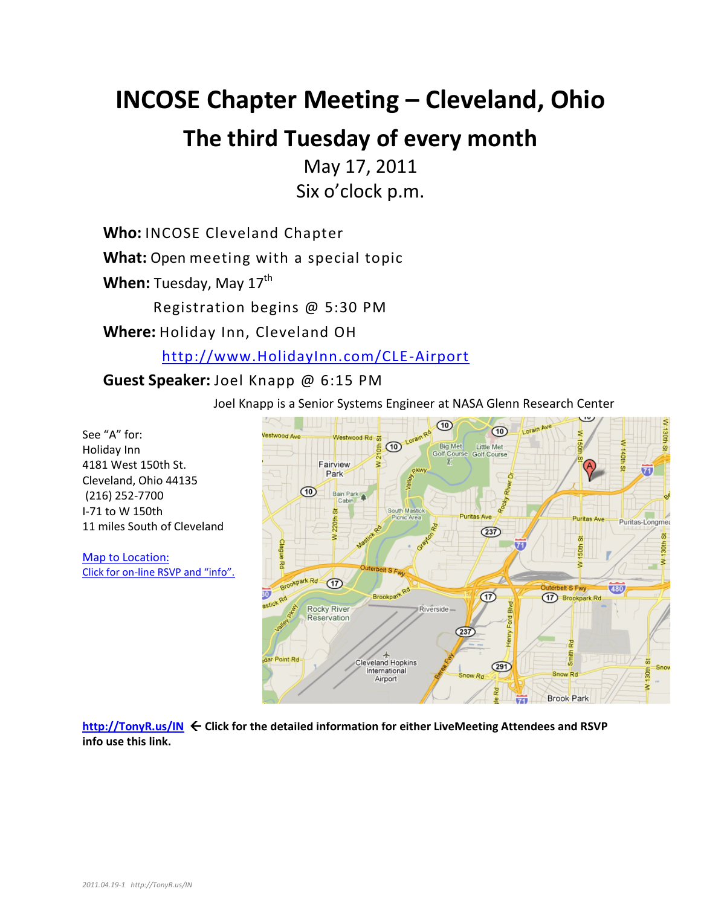# INCOSE Chapter Meeting – Cleveland, Ohio

## The third Tuesday of every month

May 17, 2011

Six o'clock p.m.

**Who:** INCOSE Cleveland Chapter

**What:** Open meeting with a special topic

**When:** Tuesday, May 17th

Registration begins @ 5:30 PM

**Where:** Holiday Inn, Cleveland OH

http://www.HolidayInn.com/CLE-Airport

**Guest Speaker:** Joel Knapp @ 6:15 PM

Joel Knapp is a Senior Systems Engineer at NASA Glenn Research Center

See "A" for:
Holiday Inn
4181 West 150th St.
Cleveland, Ohio 44135
(216) 252-7700
I-71 to W 150th
11 miles South of Cleveland

Map to Location:
Click for on-line RSVP and "info".

**http://TonyR.us/IN ← Click for the detailed information for either LiveMeeting Attendees and RSVP info use this link.**